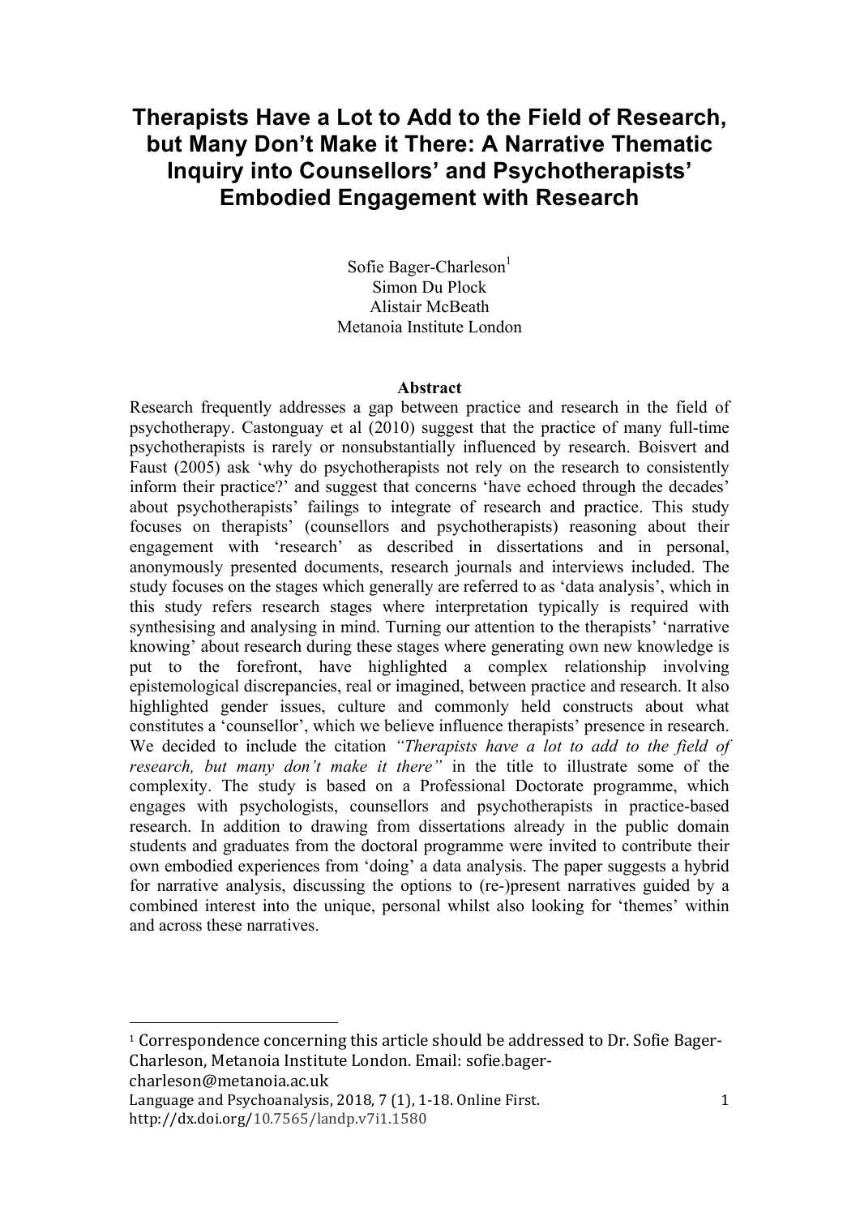# Therapists Have a Lot to Add to the Field of Research, but Many Don't Make it There: A Narrative Thematic Inquiry into Counsellors' and Psychotherapists' Embodied Engagement with Research

Sofie Bager-Charleson[1]
Simon Du Plock
Alistair McBeath
Metanoia Institute London

**Abstract**

Research frequently addresses a gap between practice and research in the field of psychotherapy. Castonguay et al (2010) suggest that the practice of many full-time psychotherapists is rarely or nonsubstantially influenced by research. Boisvert and Faust (2005) ask 'why do psychotherapists not rely on the research to consistently inform their practice?' and suggest that concerns 'have echoed through the decades' about psychotherapists' failings to integrate of research and practice. This study focuses on therapists' (counsellors and psychotherapists) reasoning about their engagement with 'research' as described in dissertations and in personal, anonymously presented documents, research journals and interviews included. The study focuses on the stages which generally are referred to as 'data analysis', which in this study refers research stages where interpretation typically is required with synthesising and analysing in mind. Turning our attention to the therapists' 'narrative knowing' about research during these stages where generating own new knowledge is put to the forefront, have highlighted a complex relationship involving epistemological discrepancies, real or imagined, between practice and research. It also highlighted gender issues, culture and commonly held constructs about what constitutes a 'counsellor', which we believe influence therapists' presence in research. We decided to include the citation *"Therapists have a lot to add to the field of research, but many don't make it there"* in the title to illustrate some of the complexity. The study is based on a Professional Doctorate programme, which engages with psychologists, counsellors and psychotherapists in practice-based research. In addition to drawing from dissertations already in the public domain students and graduates from the doctoral programme were invited to contribute their own embodied experiences from 'doing' a data analysis. The paper suggests a hybrid for narrative analysis, discussing the options to (re-)present narratives guided by a combined interest into the unique, personal whilst also looking for 'themes' within and across these narratives.

[1] Correspondence concerning this article should be addressed to Dr. Sofie Bager-Charleson, Metanoia Institute London. Email: sofie.bager-charleson@metanoia.ac.uk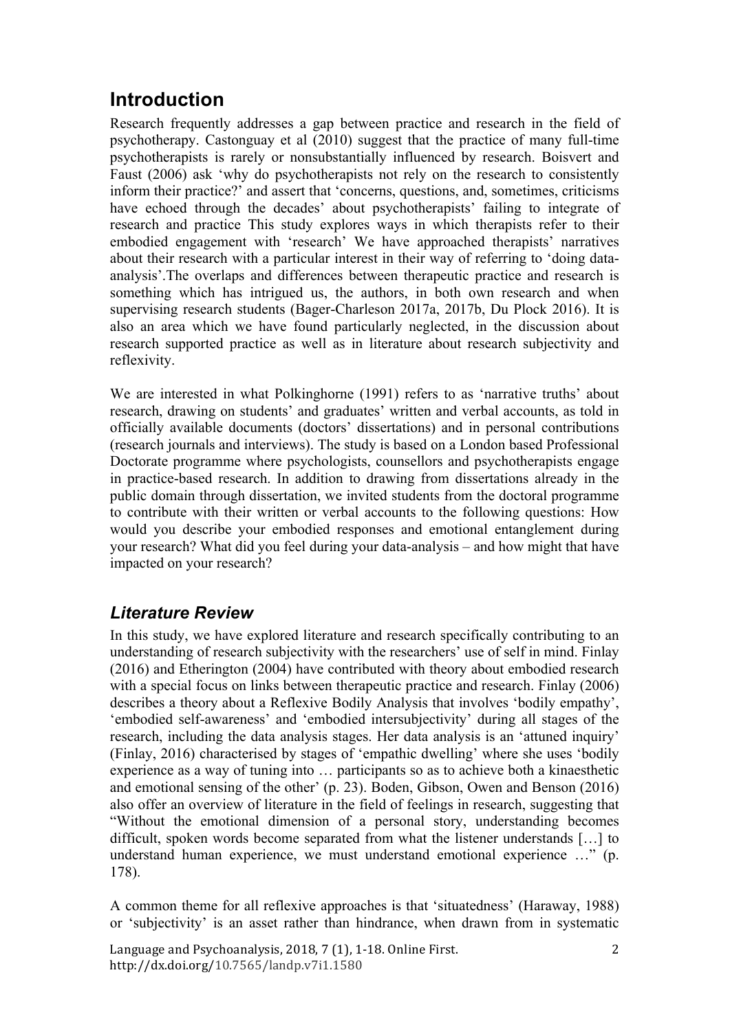## Introduction

Research frequently addresses a gap between practice and research in the field of psychotherapy. Castonguay et al (2010) suggest that the practice of many full-time psychotherapists is rarely or nonsubstantially influenced by research. Boisvert and Faust (2006) ask 'why do psychotherapists not rely on the research to consistently inform their practice?' and assert that 'concerns, questions, and, sometimes, criticisms have echoed through the decades' about psychotherapists' failing to integrate of research and practice This study explores ways in which therapists refer to their embodied engagement with 'research' We have approached therapists' narratives about their research with a particular interest in their way of referring to 'doing data-analysis'.The overlaps and differences between therapeutic practice and research is something which has intrigued us, the authors, in both own research and when supervising research students (Bager-Charleson 2017a, 2017b, Du Plock 2016). It is also an area which we have found particularly neglected, in the discussion about research supported practice as well as in literature about research subjectivity and reflexivity.

We are interested in what Polkinghorne (1991) refers to as 'narrative truths' about research, drawing on students' and graduates' written and verbal accounts, as told in officially available documents (doctors' dissertations) and in personal contributions (research journals and interviews). The study is based on a London based Professional Doctorate programme where psychologists, counsellors and psychotherapists engage in practice-based research. In addition to drawing from dissertations already in the public domain through dissertation, we invited students from the doctoral programme to contribute with their written or verbal accounts to the following questions: How would you describe your embodied responses and emotional entanglement during your research? What did you feel during your data-analysis – and how might that have impacted on your research?

### *Literature Review*

In this study, we have explored literature and research specifically contributing to an understanding of research subjectivity with the researchers' use of self in mind. Finlay (2016) and Etherington (2004) have contributed with theory about embodied research with a special focus on links between therapeutic practice and research. Finlay (2006) describes a theory about a Reflexive Bodily Analysis that involves 'bodily empathy', 'embodied self-awareness' and 'embodied intersubjectivity' during all stages of the research, including the data analysis stages. Her data analysis is an 'attuned inquiry' (Finlay, 2016) characterised by stages of 'empathic dwelling' where she uses 'bodily experience as a way of tuning into … participants so as to achieve both a kinaesthetic and emotional sensing of the other' (p. 23). Boden, Gibson, Owen and Benson (2016) also offer an overview of literature in the field of feelings in research, suggesting that "Without the emotional dimension of a personal story, understanding becomes difficult, spoken words become separated from what the listener understands […] to understand human experience, we must understand emotional experience …" (p. 178).

A common theme for all reflexive approaches is that 'situatedness' (Haraway, 1988) or 'subjectivity' is an asset rather than hindrance, when drawn from in systematic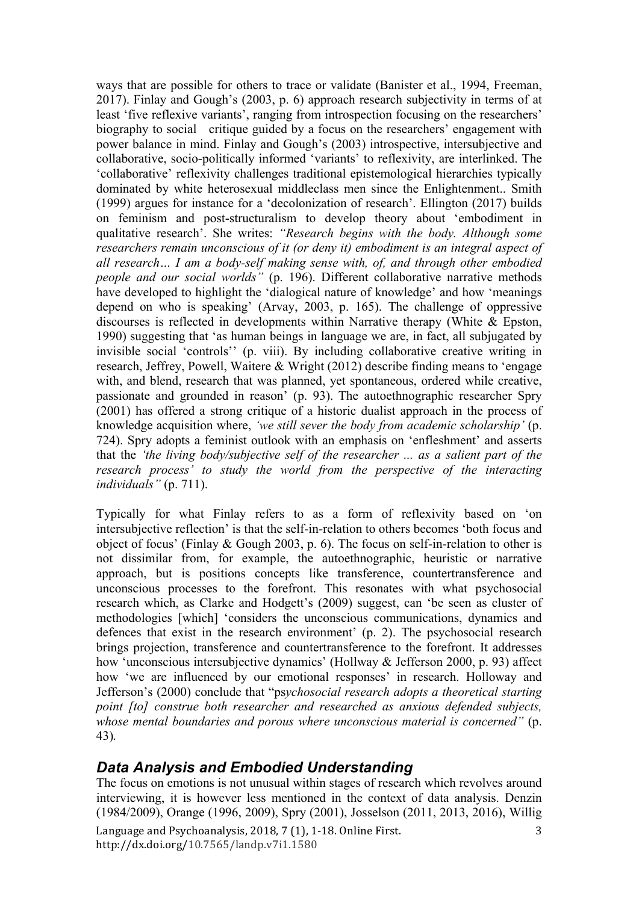ways that are possible for others to trace or validate (Banister et al., 1994, Freeman, 2017). Finlay and Gough's (2003, p. 6) approach research subjectivity in terms of at least 'five reflexive variants', ranging from introspection focusing on the researchers' biography to social critique guided by a focus on the researchers' engagement with power balance in mind. Finlay and Gough's (2003) introspective, intersubjective and collaborative, socio-politically informed 'variants' to reflexivity, are interlinked. The 'collaborative' reflexivity challenges traditional epistemological hierarchies typically dominated by white heterosexual middleclass men since the Enlightenment.. Smith (1999) argues for instance for a 'decolonization of research'. Ellington (2017) builds on feminism and post-structuralism to develop theory about 'embodiment in qualitative research'. She writes: *"Research begins with the body. Although some researchers remain unconscious of it (or deny it) embodiment is an integral aspect of all research… I am a body-self making sense with, of, and through other embodied people and our social worlds"* (p. 196). Different collaborative narrative methods have developed to highlight the 'dialogical nature of knowledge' and how 'meanings depend on who is speaking' (Arvay, 2003, p. 165). The challenge of oppressive discourses is reflected in developments within Narrative therapy (White & Epston, 1990) suggesting that 'as human beings in language we are, in fact, all subjugated by invisible social 'controls'' (p. viii). By including collaborative creative writing in research, Jeffrey, Powell, Waitere & Wright (2012) describe finding means to 'engage with, and blend, research that was planned, yet spontaneous, ordered while creative, passionate and grounded in reason' (p. 93). The autoethnographic researcher Spry (2001) has offered a strong critique of a historic dualist approach in the process of knowledge acquisition where, *'we still sever the body from academic scholarship'* (p. 724). Spry adopts a feminist outlook with an emphasis on 'enfleshment' and asserts that the *'the living body/subjective self of the researcher ... as a salient part of the research process' to study the world from the perspective of the interacting individuals"* (p. 711).

Typically for what Finlay refers to as a form of reflexivity based on 'on intersubjective reflection' is that the self-in-relation to others becomes 'both focus and object of focus' (Finlay & Gough 2003, p. 6). The focus on self-in-relation to other is not dissimilar from, for example, the autoethnographic, heuristic or narrative approach, but is positions concepts like transference, countertransference and unconscious processes to the forefront. This resonates with what psychosocial research which, as Clarke and Hodgett's (2009) suggest, can 'be seen as cluster of methodologies [which] 'considers the unconscious communications, dynamics and defences that exist in the research environment' (p. 2). The psychosocial research brings projection, transference and countertransference to the forefront. It addresses how 'unconscious intersubjective dynamics' (Hollway & Jefferson 2000, p. 93) affect how 'we are influenced by our emotional responses' in research. Holloway and Jefferson's (2000) conclude that "ps*ychosocial research adopts a theoretical starting point [to] construe both researcher and researched as anxious defended subjects, whose mental boundaries and porous where unconscious material is concerned"* (p. 43).

## *Data Analysis and Embodied Understanding*

The focus on emotions is not unusual within stages of research which revolves around interviewing, it is however less mentioned in the context of data analysis. Denzin (1984/2009), Orange (1996, 2009), Spry (2001), Josselson (2011, 2013, 2016), Willig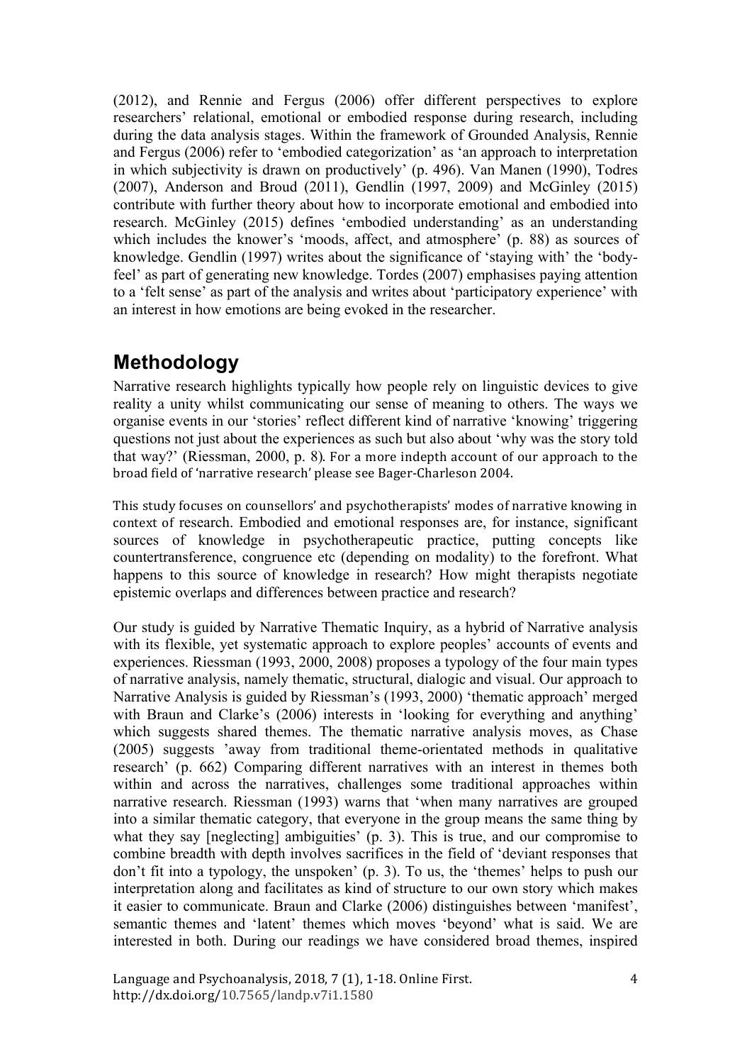(2012), and Rennie and Fergus (2006) offer different perspectives to explore researchers' relational, emotional or embodied response during research, including during the data analysis stages. Within the framework of Grounded Analysis, Rennie and Fergus (2006) refer to 'embodied categorization' as 'an approach to interpretation in which subjectivity is drawn on productively' (p. 496). Van Manen (1990), Todres (2007), Anderson and Broud (2011), Gendlin (1997, 2009) and McGinley (2015) contribute with further theory about how to incorporate emotional and embodied into research. McGinley (2015) defines 'embodied understanding' as an understanding which includes the knower's 'moods, affect, and atmosphere' (p. 88) as sources of knowledge. Gendlin (1997) writes about the significance of 'staying with' the 'body-feel' as part of generating new knowledge. Tordes (2007) emphasises paying attention to a 'felt sense' as part of the analysis and writes about 'participatory experience' with an interest in how emotions are being evoked in the researcher.

## Methodology

Narrative research highlights typically how people rely on linguistic devices to give reality a unity whilst communicating our sense of meaning to others. The ways we organise events in our 'stories' reflect different kind of narrative 'knowing' triggering questions not just about the experiences as such but also about 'why was the story told that way?' (Riessman, 2000, p. 8). For a more indepth account of our approach to the broad field of 'narrative research' please see Bager-Charleson 2004.

This study focuses on counsellors' and psychotherapists' modes of narrative knowing in context of research. Embodied and emotional responses are, for instance, significant sources of knowledge in psychotherapeutic practice, putting concepts like countertransference, congruence etc (depending on modality) to the forefront. What happens to this source of knowledge in research? How might therapists negotiate epistemic overlaps and differences between practice and research?

Our study is guided by Narrative Thematic Inquiry, as a hybrid of Narrative analysis with its flexible, yet systematic approach to explore peoples' accounts of events and experiences. Riessman (1993, 2000, 2008) proposes a typology of the four main types of narrative analysis, namely thematic, structural, dialogic and visual. Our approach to Narrative Analysis is guided by Riessman's (1993, 2000) 'thematic approach' merged with Braun and Clarke's (2006) interests in 'looking for everything and anything' which suggests shared themes. The thematic narrative analysis moves, as Chase (2005) suggests 'away from traditional theme-orientated methods in qualitative research' (p. 662) Comparing different narratives with an interest in themes both within and across the narratives, challenges some traditional approaches within narrative research. Riessman (1993) warns that 'when many narratives are grouped into a similar thematic category, that everyone in the group means the same thing by what they say [neglecting] ambiguities' (p. 3). This is true, and our compromise to combine breadth with depth involves sacrifices in the field of 'deviant responses that don't fit into a typology, the unspoken' (p. 3). To us, the 'themes' helps to push our interpretation along and facilitates as kind of structure to our own story which makes it easier to communicate. Braun and Clarke (2006) distinguishes between 'manifest', semantic themes and 'latent' themes which moves 'beyond' what is said. We are interested in both. During our readings we have considered broad themes, inspired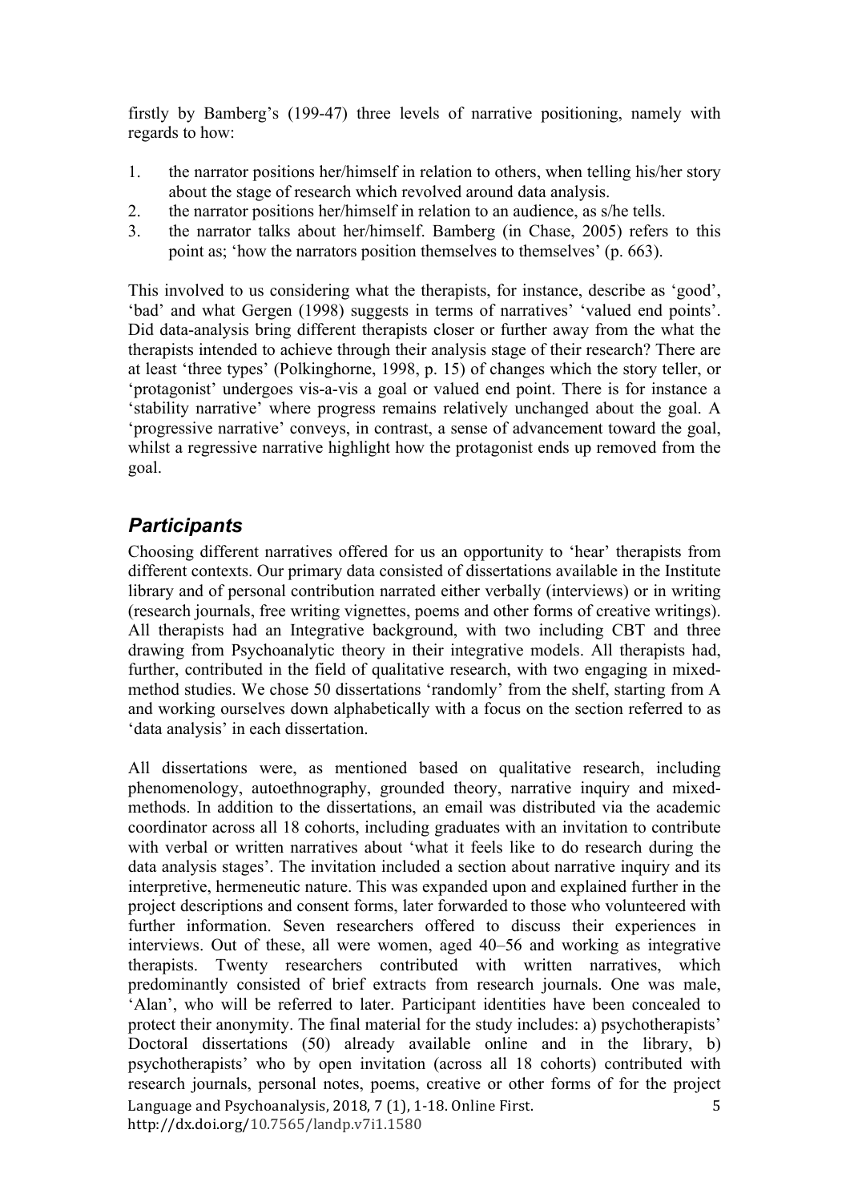firstly by Bamberg's (199-47) three levels of narrative positioning, namely with regards to how:

1. the narrator positions her/himself in relation to others, when telling his/her story about the stage of research which revolved around data analysis.
2. the narrator positions her/himself in relation to an audience, as s/he tells.
3. the narrator talks about her/himself. Bamberg (in Chase, 2005) refers to this point as; 'how the narrators position themselves to themselves' (p. 663).

This involved to us considering what the therapists, for instance, describe as 'good', 'bad' and what Gergen (1998) suggests in terms of narratives' 'valued end points'. Did data-analysis bring different therapists closer or further away from the what the therapists intended to achieve through their analysis stage of their research? There are at least 'three types' (Polkinghorne, 1998, p. 15) of changes which the story teller, or 'protagonist' undergoes vis-a-vis a goal or valued end point. There is for instance a 'stability narrative' where progress remains relatively unchanged about the goal. A 'progressive narrative' conveys, in contrast, a sense of advancement toward the goal, whilst a regressive narrative highlight how the protagonist ends up removed from the goal.

## *Participants*

Choosing different narratives offered for us an opportunity to 'hear' therapists from different contexts. Our primary data consisted of dissertations available in the Institute library and of personal contribution narrated either verbally (interviews) or in writing (research journals, free writing vignettes, poems and other forms of creative writings). All therapists had an Integrative background, with two including CBT and three drawing from Psychoanalytic theory in their integrative models. All therapists had, further, contributed in the field of qualitative research, with two engaging in mixed-method studies. We chose 50 dissertations 'randomly' from the shelf, starting from A and working ourselves down alphabetically with a focus on the section referred to as 'data analysis' in each dissertation.

All dissertations were, as mentioned based on qualitative research, including phenomenology, autoethnography, grounded theory, narrative inquiry and mixed-methods. In addition to the dissertations, an email was distributed via the academic coordinator across all 18 cohorts, including graduates with an invitation to contribute with verbal or written narratives about 'what it feels like to do research during the data analysis stages'. The invitation included a section about narrative inquiry and its interpretive, hermeneutic nature. This was expanded upon and explained further in the project descriptions and consent forms, later forwarded to those who volunteered with further information. Seven researchers offered to discuss their experiences in interviews. Out of these, all were women, aged 40–56 and working as integrative therapists. Twenty researchers contributed with written narratives, which predominantly consisted of brief extracts from research journals. One was male, 'Alan', who will be referred to later. Participant identities have been concealed to protect their anonymity. The final material for the study includes: a) psychotherapists' Doctoral dissertations (50) already available online and in the library, b) psychotherapists' who by open invitation (across all 18 cohorts) contributed with research journals, personal notes, poems, creative or other forms of for the project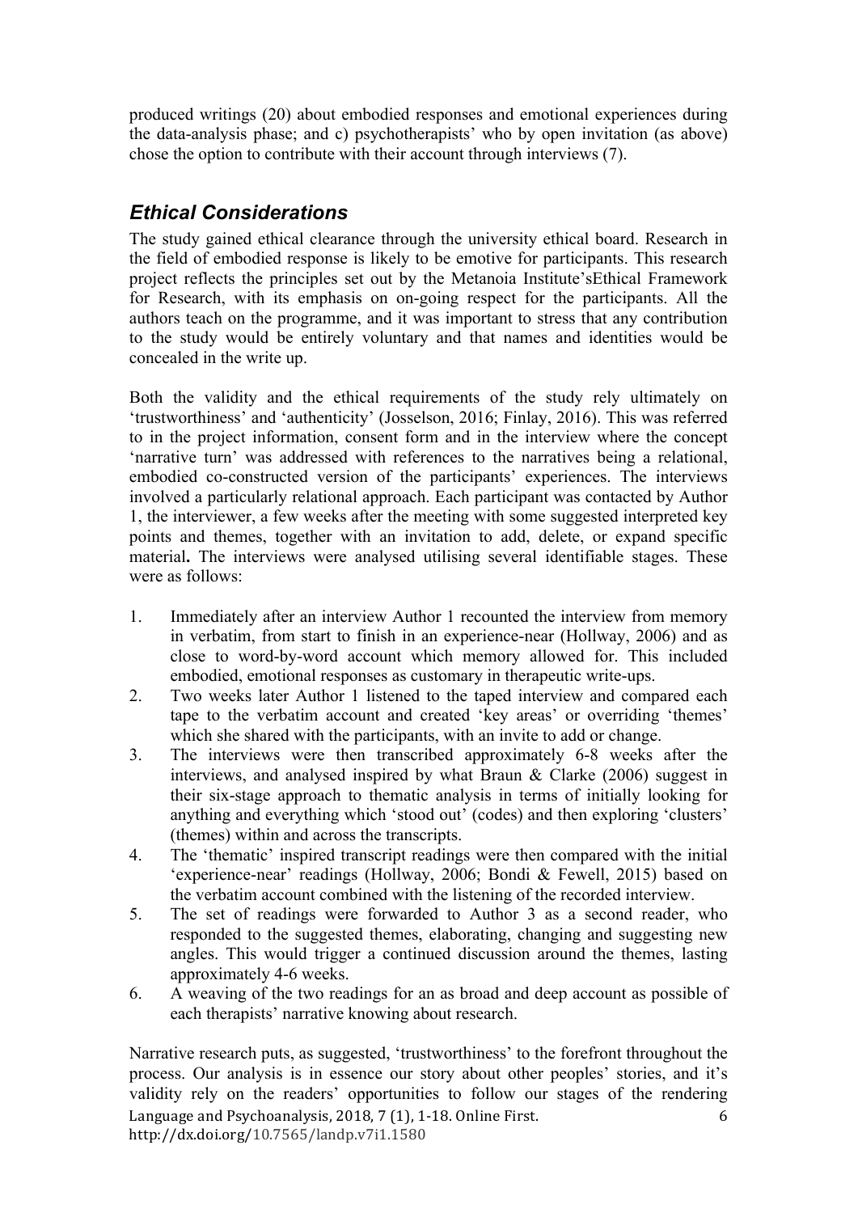produced writings (20) about embodied responses and emotional experiences during the data-analysis phase; and c) psychotherapists' who by open invitation (as above) chose the option to contribute with their account through interviews (7).

## *Ethical Considerations*

The study gained ethical clearance through the university ethical board. Research in the field of embodied response is likely to be emotive for participants. This research project reflects the principles set out by the Metanoia Institute'sEthical Framework for Research, with its emphasis on on-going respect for the participants. All the authors teach on the programme, and it was important to stress that any contribution to the study would be entirely voluntary and that names and identities would be concealed in the write up.

Both the validity and the ethical requirements of the study rely ultimately on 'trustworthiness' and 'authenticity' (Josselson, 2016; Finlay, 2016). This was referred to in the project information, consent form and in the interview where the concept 'narrative turn' was addressed with references to the narratives being a relational, embodied co-constructed version of the participants' experiences. The interviews involved a particularly relational approach. Each participant was contacted by Author 1, the interviewer, a few weeks after the meeting with some suggested interpreted key points and themes, together with an invitation to add, delete, or expand specific material**.** The interviews were analysed utilising several identifiable stages. These were as follows:

1. Immediately after an interview Author 1 recounted the interview from memory in verbatim, from start to finish in an experience-near (Hollway, 2006) and as close to word-by-word account which memory allowed for. This included embodied, emotional responses as customary in therapeutic write-ups.
2. Two weeks later Author 1 listened to the taped interview and compared each tape to the verbatim account and created 'key areas' or overriding 'themes' which she shared with the participants, with an invite to add or change.
3. The interviews were then transcribed approximately 6-8 weeks after the interviews, and analysed inspired by what Braun & Clarke (2006) suggest in their six-stage approach to thematic analysis in terms of initially looking for anything and everything which 'stood out' (codes) and then exploring 'clusters' (themes) within and across the transcripts.
4. The 'thematic' inspired transcript readings were then compared with the initial 'experience-near' readings (Hollway, 2006; Bondi & Fewell, 2015) based on the verbatim account combined with the listening of the recorded interview.
5. The set of readings were forwarded to Author 3 as a second reader, who responded to the suggested themes, elaborating, changing and suggesting new angles. This would trigger a continued discussion around the themes, lasting approximately 4-6 weeks.
6. A weaving of the two readings for an as broad and deep account as possible of each therapists' narrative knowing about research.

Narrative research puts, as suggested, 'trustworthiness' to the forefront throughout the process. Our analysis is in essence our story about other peoples' stories, and it's validity rely on the readers' opportunities to follow our stages of the rendering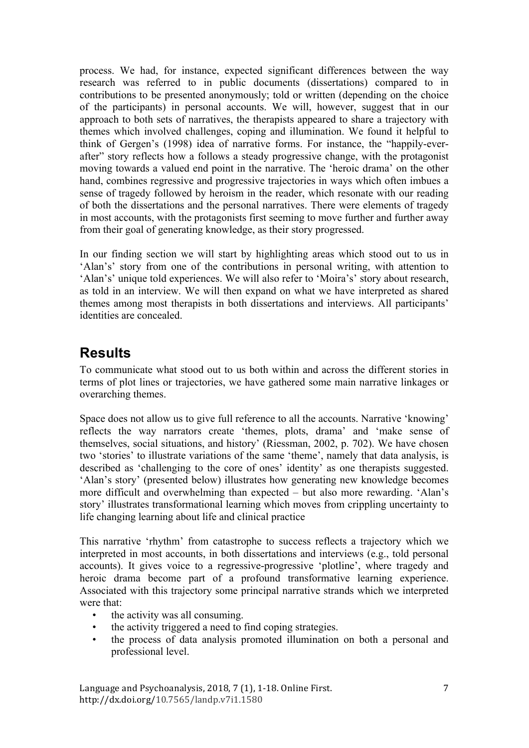process. We had, for instance, expected significant differences between the way research was referred to in public documents (dissertations) compared to in contributions to be presented anonymously; told or written (depending on the choice of the participants) in personal accounts. We will, however, suggest that in our approach to both sets of narratives, the therapists appeared to share a trajectory with themes which involved challenges, coping and illumination. We found it helpful to think of Gergen's (1998) idea of narrative forms. For instance, the "happily-ever-after" story reflects how a follows a steady progressive change, with the protagonist moving towards a valued end point in the narrative. The 'heroic drama' on the other hand, combines regressive and progressive trajectories in ways which often imbues a sense of tragedy followed by heroism in the reader, which resonate with our reading of both the dissertations and the personal narratives. There were elements of tragedy in most accounts, with the protagonists first seeming to move further and further away from their goal of generating knowledge, as their story progressed.

In our finding section we will start by highlighting areas which stood out to us in 'Alan's' story from one of the contributions in personal writing, with attention to 'Alan's' unique told experiences. We will also refer to 'Moira's' story about research, as told in an interview. We will then expand on what we have interpreted as shared themes among most therapists in both dissertations and interviews. All participants' identities are concealed.

## Results

To communicate what stood out to us both within and across the different stories in terms of plot lines or trajectories, we have gathered some main narrative linkages or overarching themes.

Space does not allow us to give full reference to all the accounts. Narrative 'knowing' reflects the way narrators create 'themes, plots, drama' and 'make sense of themselves, social situations, and history' (Riessman, 2002, p. 702). We have chosen two 'stories' to illustrate variations of the same 'theme', namely that data analysis, is described as 'challenging to the core of ones' identity' as one therapists suggested. 'Alan's story' (presented below) illustrates how generating new knowledge becomes more difficult and overwhelming than expected – but also more rewarding. 'Alan's story' illustrates transformational learning which moves from crippling uncertainty to life changing learning about life and clinical practice

This narrative 'rhythm' from catastrophe to success reflects a trajectory which we interpreted in most accounts, in both dissertations and interviews (e.g., told personal accounts). It gives voice to a regressive-progressive 'plotline', where tragedy and heroic drama become part of a profound transformative learning experience. Associated with this trajectory some principal narrative strands which we interpreted were that:

- the activity was all consuming.
- the activity triggered a need to find coping strategies.
- the process of data analysis promoted illumination on both a personal and professional level.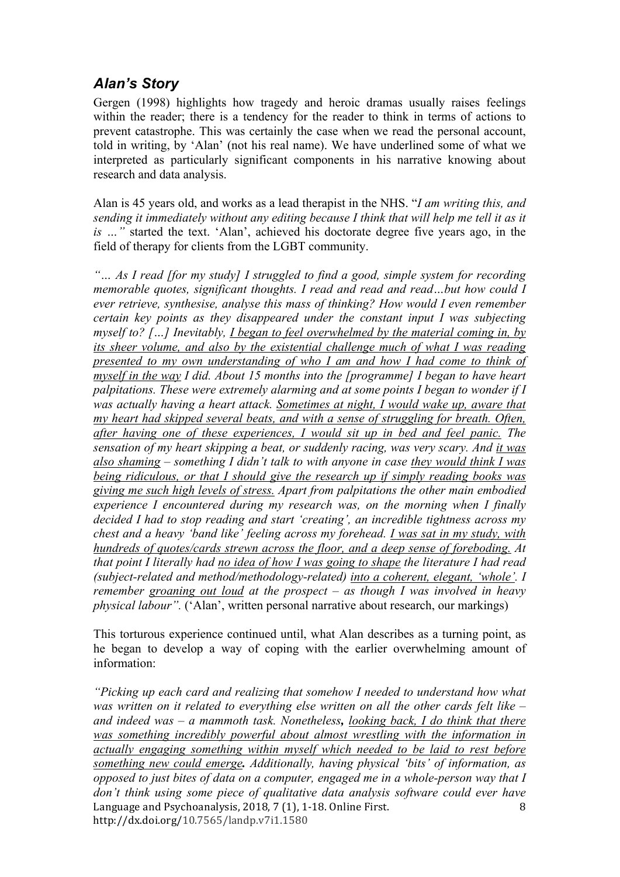## *Alan's Story*

Gergen (1998) highlights how tragedy and heroic dramas usually raises feelings within the reader; there is a tendency for the reader to think in terms of actions to prevent catastrophe. This was certainly the case when we read the personal account, told in writing, by 'Alan' (not his real name). We have underlined some of what we interpreted as particularly significant components in his narrative knowing about research and data analysis.

Alan is 45 years old, and works as a lead therapist in the NHS. "*I am writing this, and sending it immediately without any editing because I think that will help me tell it as it is …"* started the text. 'Alan', achieved his doctorate degree five years ago, in the field of therapy for clients from the LGBT community.

*"… As I read [for my study] I struggled to find a good, simple system for recording memorable quotes, significant thoughts. I read and read and read…but how could I ever retrieve, synthesise, analyse this mass of thinking? How would I even remember certain key points as they disappeared under the constant input I was subjecting myself to? […] Inevitably, <u>I began to feel overwhelmed by the material coming in, by its sheer volume, and also by the existential challenge much of what I was reading presented to my own understanding of who I am and how I had come to think of myself in the way</u> I did. About 15 months into the [programme] I began to have heart palpitations. These were extremely alarming and at some points I began to wonder if I was actually having a heart attack. <u>Sometimes at night, I would wake up, aware that my heart had skipped several beats, and with a sense of struggling for breath. Often, after having one of these experiences, I would sit up in bed and feel panic.</u> The sensation of my heart skipping a beat, or suddenly racing, was very scary. And <u>it was also shaming</u> – something I didn't talk to with anyone in case <u>they would think I was being ridiculous, or that I should give the research up if simply reading books was giving me such high levels of stress.</u> Apart from palpitations the other main embodied experience I encountered during my research was, on the morning when I finally decided I had to stop reading and start 'creating', an incredible tightness across my chest and a heavy 'band like' feeling across my forehead. <u>I was sat in my study, with hundreds of quotes/cards strewn across the floor, and a deep sense of foreboding.</u> At that point I literally had <u>no idea of how I was going to shape</u> the literature I had read (subject-related and method/methodology-related) <u>into a coherent, elegant, 'whole'.</u> I remember <u>groaning out loud</u> at the prospect – as though I was involved in heavy physical labour".* ('Alan', written personal narrative about research, our markings)

This torturous experience continued until, what Alan describes as a turning point, as he began to develop a way of coping with the earlier overwhelming amount of information:

*"Picking up each card and realizing that somehow I needed to understand how what was written on it related to everything else written on all the other cards felt like – and indeed was – a mammoth task. Nonetheless, <u>looking back, I do think that there was something incredibly powerful about almost wrestling with the information in actually engaging something within myself which needed to be laid to rest before something new could emerge</u>. Additionally, having physical 'bits' of information, as opposed to just bites of data on a computer, engaged me in a whole-person way that I don't think using some piece of qualitative data analysis software could ever have*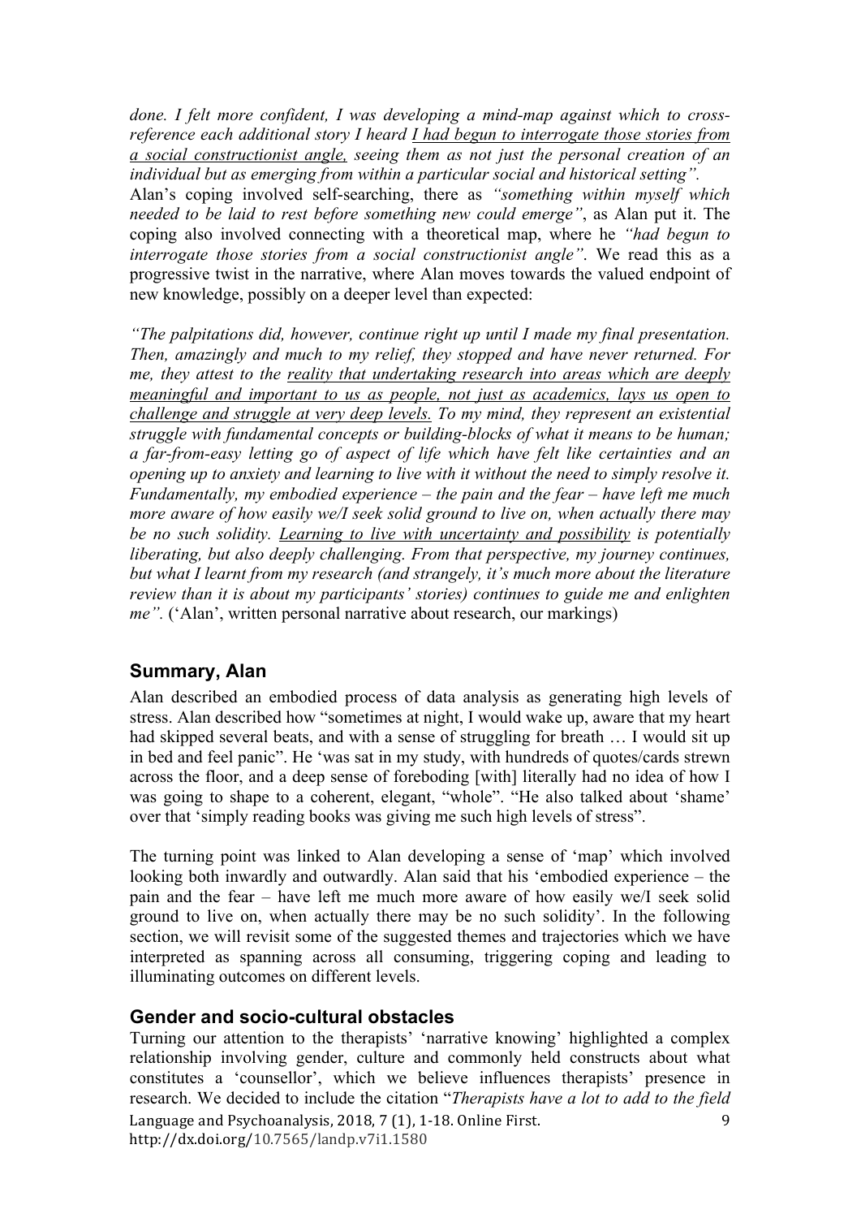*done. I felt more confident, I was developing a mind-map against which to cross-reference each additional story I heard <u>I had begun to interrogate those stories from a social constructionist angle,</u> seeing them as not just the personal creation of an individual but as emerging from within a particular social and historical setting".*

Alan's coping involved self-searching, there as *"something within myself which needed to be laid to rest before something new could emerge"*, as Alan put it. The coping also involved connecting with a theoretical map, where he *"had begun to interrogate those stories from a social constructionist angle"*. We read this as a progressive twist in the narrative, where Alan moves towards the valued endpoint of new knowledge, possibly on a deeper level than expected:

*"The palpitations did, however, continue right up until I made my final presentation. Then, amazingly and much to my relief, they stopped and have never returned. For me, they attest to the <u>reality that undertaking research into areas which are deeply meaningful and important to us as people, not just as academics, lays us open to challenge and struggle at very deep levels.</u> To my mind, they represent an existential struggle with fundamental concepts or building-blocks of what it means to be human; a far-from-easy letting go of aspect of life which have felt like certainties and an opening up to anxiety and learning to live with it without the need to simply resolve it. Fundamentally, my embodied experience – the pain and the fear – have left me much more aware of how easily we/I seek solid ground to live on, when actually there may be no such solidity. <u>Learning to live with uncertainty and possibility</u> is potentially liberating, but also deeply challenging. From that perspective, my journey continues, but what I learnt from my research (and strangely, it's much more about the literature review than it is about my participants' stories) continues to guide me and enlighten me".* ('Alan', written personal narrative about research, our markings)

## Summary, Alan

Alan described an embodied process of data analysis as generating high levels of stress. Alan described how "sometimes at night, I would wake up, aware that my heart had skipped several beats, and with a sense of struggling for breath … I would sit up in bed and feel panic". He 'was sat in my study, with hundreds of quotes/cards strewn across the floor, and a deep sense of foreboding [with] literally had no idea of how I was going to shape to a coherent, elegant, "whole". "He also talked about 'shame' over that 'simply reading books was giving me such high levels of stress".

The turning point was linked to Alan developing a sense of 'map' which involved looking both inwardly and outwardly. Alan said that his 'embodied experience – the pain and the fear – have left me much more aware of how easily we/I seek solid ground to live on, when actually there may be no such solidity'. In the following section, we will revisit some of the suggested themes and trajectories which we have interpreted as spanning across all consuming, triggering coping and leading to illuminating outcomes on different levels.

## Gender and socio-cultural obstacles

Turning our attention to the therapists' 'narrative knowing' highlighted a complex relationship involving gender, culture and commonly held constructs about what constitutes a 'counsellor', which we believe influences therapists' presence in research. We decided to include the citation "*Therapists have a lot to add to the field*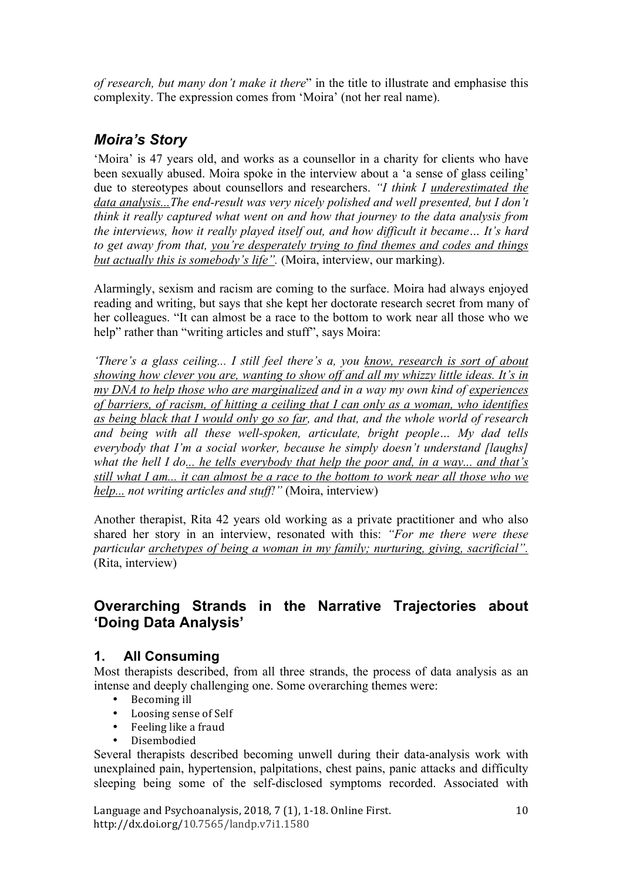*of research, but many don't make it there*" in the title to illustrate and emphasise this complexity. The expression comes from 'Moira' (not her real name).

## *Moira's Story*

'Moira' is 47 years old, and works as a counsellor in a charity for clients who have been sexually abused. Moira spoke in the interview about a 'a sense of glass ceiling' due to stereotypes about counsellors and researchers. *"I think I <u>underestimated the data analysis...</u>The end-result was very nicely polished and well presented, but I don't think it really captured what went on and how that journey to the data analysis from the interviews, how it really played itself out, and how difficult it became… It's hard to get away from that, <u>you're desperately trying to find themes and codes and things but actually this is somebody's life</u>".* (Moira, interview, our marking).

Alarmingly, sexism and racism are coming to the surface. Moira had always enjoyed reading and writing, but says that she kept her doctorate research secret from many of her colleagues. "It can almost be a race to the bottom to work near all those who we help" rather than "writing articles and stuff", says Moira:

*'There's a glass ceiling... I still feel there's a, you <u>know, research is sort of about showing how clever you are, wanting to show off and all my whizzy little ideas. It's in my DNA to help those who are marginalized</u> and in a way my own kind of <u>experiences of barriers, of racism, of hitting a ceiling that I can only as a woman, who identifies as being black that I would only go so far</u>, and that, and the whole world of research and being with all these well-spoken, articulate, bright people… My dad tells everybody that I'm a social worker, because he simply doesn't understand [laughs] what the hell I do<u>... he tells everybody that help the poor and, in a way... and that's still what I am... it can almost be a race to the bottom to work near all those who we help...</u> not writing articles and stuff!"* (Moira, interview)

Another therapist, Rita 42 years old working as a private practitioner and who also shared her story in an interview, resonated with this: *"For me there were these particular <u>archetypes of being a woman in my family; nurturing, giving, sacrificial"</u>.* (Rita, interview)

## Overarching Strands in the Narrative Trajectories about 'Doing Data Analysis'

### 1. All Consuming

Most therapists described, from all three strands, the process of data analysis as an intense and deeply challenging one. Some overarching themes were:

- Becoming ill
- Loosing sense of Self
- Feeling like a fraud
- Disembodied

Several therapists described becoming unwell during their data-analysis work with unexplained pain, hypertension, palpitations, chest pains, panic attacks and difficulty sleeping being some of the self-disclosed symptoms recorded. Associated with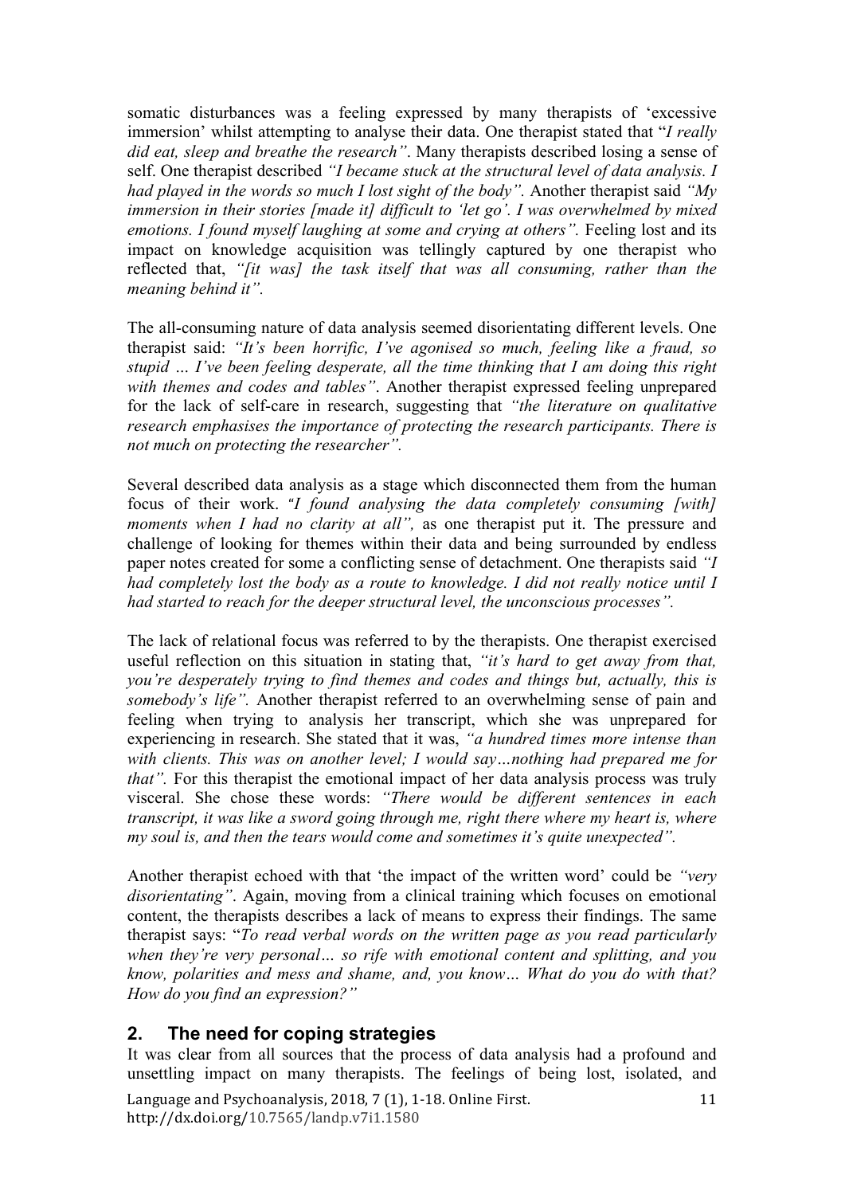somatic disturbances was a feeling expressed by many therapists of 'excessive immersion' whilst attempting to analyse their data. One therapist stated that "*I really did eat, sleep and breathe the research"*. Many therapists described losing a sense of self. One therapist described *"I became stuck at the structural level of data analysis. I had played in the words so much I lost sight of the body".* Another therapist said *"My immersion in their stories [made it] difficult to 'let go'. I was overwhelmed by mixed emotions. I found myself laughing at some and crying at others".* Feeling lost and its impact on knowledge acquisition was tellingly captured by one therapist who reflected that, *"[it was] the task itself that was all consuming, rather than the meaning behind it".*

The all-consuming nature of data analysis seemed disorientating different levels. One therapist said: *"It's been horrific, I've agonised so much, feeling like a fraud, so stupid … I've been feeling desperate, all the time thinking that I am doing this right with themes and codes and tables"*. Another therapist expressed feeling unprepared for the lack of self-care in research, suggesting that *"the literature on qualitative research emphasises the importance of protecting the research participants. There is not much on protecting the researcher".*

Several described data analysis as a stage which disconnected them from the human focus of their work. *"I found analysing the data completely consuming [with] moments when I had no clarity at all",* as one therapist put it. The pressure and challenge of looking for themes within their data and being surrounded by endless paper notes created for some a conflicting sense of detachment. One therapists said *"I had completely lost the body as a route to knowledge. I did not really notice until I had started to reach for the deeper structural level, the unconscious processes".*

The lack of relational focus was referred to by the therapists. One therapist exercised useful reflection on this situation in stating that, *"it's hard to get away from that, you're desperately trying to find themes and codes and things but, actually, this is somebody's life".* Another therapist referred to an overwhelming sense of pain and feeling when trying to analyse her transcript, which she was unprepared for experiencing in research. She stated that it was, *"a hundred times more intense than with clients. This was on another level; I would say…nothing had prepared me for that".* For this therapist the emotional impact of her data analysis process was truly visceral. She chose these words: *"There would be different sentences in each transcript, it was like a sword going through me, right there where my heart is, where my soul is, and then the tears would come and sometimes it's quite unexpected".*

Another therapist echoed with that 'the impact of the written word' could be *"very disorientating"*. Again, moving from a clinical training which focuses on emotional content, the therapists describes a lack of means to express their findings. The same therapist says: "*To read verbal words on the written page as you read particularly when they're very personal… so rife with emotional content and splitting, and you know, polarities and mess and shame, and, you know… What do you do with that? How do you find an expression?"*

## 2. The need for coping strategies

It was clear from all sources that the process of data analysis had a profound and unsettling impact on many therapists. The feelings of being lost, isolated, and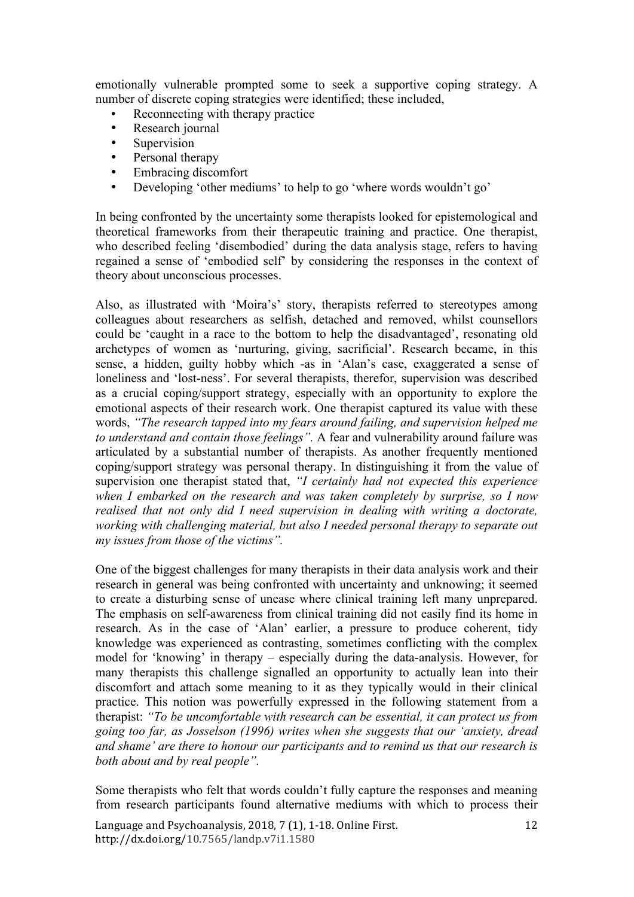emotionally vulnerable prompted some to seek a supportive coping strategy. A number of discrete coping strategies were identified; these included,

- Reconnecting with therapy practice
- Research journal
- Supervision
- Personal therapy
- Embracing discomfort
- Developing 'other mediums' to help to go 'where words wouldn't go'

In being confronted by the uncertainty some therapists looked for epistemological and theoretical frameworks from their therapeutic training and practice. One therapist, who described feeling 'disembodied' during the data analysis stage, refers to having regained a sense of 'embodied self' by considering the responses in the context of theory about unconscious processes.

Also, as illustrated with 'Moira's' story, therapists referred to stereotypes among colleagues about researchers as selfish, detached and removed, whilst counsellors could be 'caught in a race to the bottom to help the disadvantaged', resonating old archetypes of women as 'nurturing, giving, sacrificial'. Research became, in this sense, a hidden, guilty hobby which -as in 'Alan's case, exaggerated a sense of loneliness and 'lost-ness'. For several therapists, therefor, supervision was described as a crucial coping/support strategy, especially with an opportunity to explore the emotional aspects of their research work. One therapist captured its value with these words, *"The research tapped into my fears around failing, and supervision helped me to understand and contain those feelings".* A fear and vulnerability around failure was articulated by a substantial number of therapists. As another frequently mentioned coping/support strategy was personal therapy. In distinguishing it from the value of supervision one therapist stated that, *"I certainly had not expected this experience when I embarked on the research and was taken completely by surprise, so I now realised that not only did I need supervision in dealing with writing a doctorate, working with challenging material, but also I needed personal therapy to separate out my issues from those of the victims".*

One of the biggest challenges for many therapists in their data analysis work and their research in general was being confronted with uncertainty and unknowing; it seemed to create a disturbing sense of unease where clinical training left many unprepared. The emphasis on self-awareness from clinical training did not easily find its home in research. As in the case of 'Alan' earlier, a pressure to produce coherent, tidy knowledge was experienced as contrasting, sometimes conflicting with the complex model for 'knowing' in therapy – especially during the data-analysis. However, for many therapists this challenge signalled an opportunity to actually lean into their discomfort and attach some meaning to it as they typically would in their clinical practice. This notion was powerfully expressed in the following statement from a therapist: *"To be uncomfortable with research can be essential, it can protect us from going too far, as Josselson (1996) writes when she suggests that our 'anxiety, dread and shame' are there to honour our participants and to remind us that our research is both about and by real people".*

Some therapists who felt that words couldn't fully capture the responses and meaning from research participants found alternative mediums with which to process their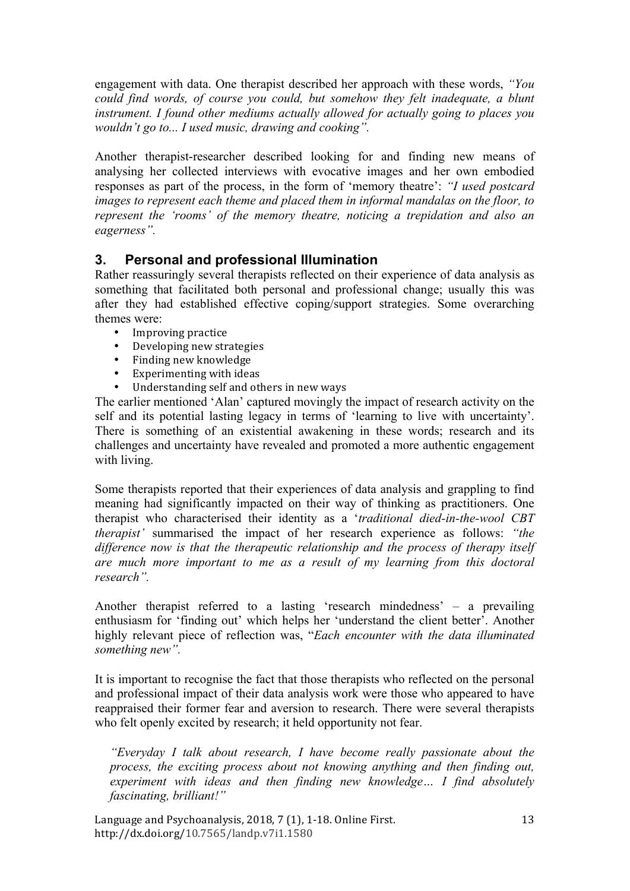engagement with data. One therapist described her approach with these words, *"You could find words, of course you could, but somehow they felt inadequate, a blunt instrument. I found other mediums actually allowed for actually going to places you wouldn't go to... I used music, drawing and cooking".*

Another therapist-researcher described looking for and finding new means of analysing her collected interviews with evocative images and her own embodied responses as part of the process, in the form of 'memory theatre': *"I used postcard images to represent each theme and placed them in informal mandalas on the floor, to represent the 'rooms' of the memory theatre, noticing a trepidation and also an eagerness".*

## 3. Personal and professional Illumination

Rather reassuringly several therapists reflected on their experience of data analysis as something that facilitated both personal and professional change; usually this was after they had established effective coping/support strategies. Some overarching themes were:

- Improving practice
- Developing new strategies
- Finding new knowledge
- Experimenting with ideas
- Understanding self and others in new ways

The earlier mentioned 'Alan' captured movingly the impact of research activity on the self and its potential lasting legacy in terms of 'learning to live with uncertainty'. There is something of an existential awakening in these words; research and its challenges and uncertainty have revealed and promoted a more authentic engagement with living.

Some therapists reported that their experiences of data analysis and grappling to find meaning had significantly impacted on their way of thinking as practitioners. One therapist who characterised their identity as a '*traditional died-in-the-wool CBT therapist'* summarised the impact of her research experience as follows: *"the difference now is that the therapeutic relationship and the process of therapy itself are much more important to me as a result of my learning from this doctoral research".*

Another therapist referred to a lasting 'research mindedness' – a prevailing enthusiasm for 'finding out' which helps her 'understand the client better'. Another highly relevant piece of reflection was, "*Each encounter with the data illuminated something new".*

It is important to recognise the fact that those therapists who reflected on the personal and professional impact of their data analysis work were those who appeared to have reappraised their former fear and aversion to research. There were several therapists who felt openly excited by research; it held opportunity not fear.

> *"Everyday I talk about research, I have become really passionate about the process, the exciting process about not knowing anything and then finding out, experiment with ideas and then finding new knowledge… I find absolutely fascinating, brilliant!"*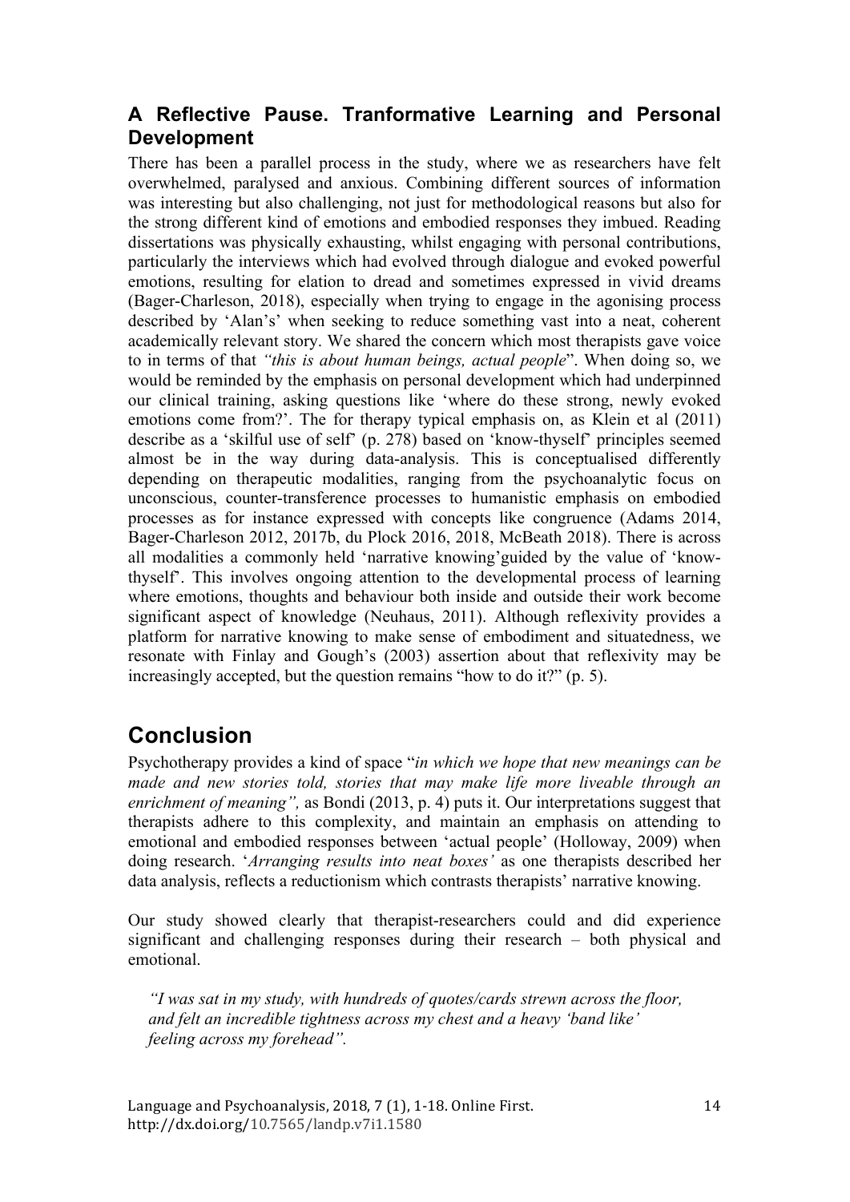### A Reflective Pause. Tranformative Learning and Personal Development

There has been a parallel process in the study, where we as researchers have felt overwhelmed, paralysed and anxious. Combining different sources of information was interesting but also challenging, not just for methodological reasons but also for the strong different kind of emotions and embodied responses they imbued. Reading dissertations was physically exhausting, whilst engaging with personal contributions, particularly the interviews which had evolved through dialogue and evoked powerful emotions, resulting for elation to dread and sometimes expressed in vivid dreams (Bager-Charleson, 2018), especially when trying to engage in the agonising process described by 'Alan's' when seeking to reduce something vast into a neat, coherent academically relevant story. We shared the concern which most therapists gave voice to in terms of that *"this is about human beings, actual people*". When doing so, we would be reminded by the emphasis on personal development which had underpinned our clinical training, asking questions like 'where do these strong, newly evoked emotions come from?'. The for therapy typical emphasis on, as Klein et al (2011) describe as a 'skilful use of self' (p. 278) based on 'know-thyself' principles seemed almost be in the way during data-analysis. This is conceptualised differently depending on therapeutic modalities, ranging from the psychoanalytic focus on unconscious, counter-transference processes to humanistic emphasis on embodied processes as for instance expressed with concepts like congruence (Adams 2014, Bager-Charleson 2012, 2017b, du Plock 2016, 2018, McBeath 2018). There is across all modalities a commonly held 'narrative knowing'guided by the value of 'know-thyself'. This involves ongoing attention to the developmental process of learning where emotions, thoughts and behaviour both inside and outside their work become significant aspect of knowledge (Neuhaus, 2011). Although reflexivity provides a platform for narrative knowing to make sense of embodiment and situatedness, we resonate with Finlay and Gough's (2003) assertion about that reflexivity may be increasingly accepted, but the question remains "how to do it?" (p. 5).

## Conclusion

Psychotherapy provides a kind of space "*in which we hope that new meanings can be made and new stories told, stories that may make life more liveable through an enrichment of meaning",* as Bondi (2013, p. 4) puts it. Our interpretations suggest that therapists adhere to this complexity, and maintain an emphasis on attending to emotional and embodied responses between 'actual people' (Holloway, 2009) when doing research. '*Arranging results into neat boxes'* as one therapists described her data analysis, reflects a reductionism which contrasts therapists' narrative knowing.

Our study showed clearly that therapist-researchers could and did experience significant and challenging responses during their research – both physical and emotional.

> *"I was sat in my study, with hundreds of quotes/cards strewn across the floor, and felt an incredible tightness across my chest and a heavy 'band like' feeling across my forehead".*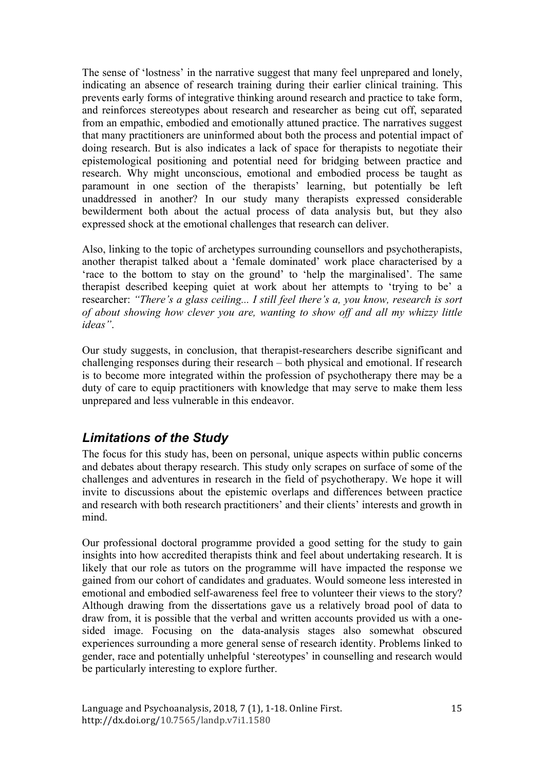The sense of 'lostness' in the narrative suggest that many feel unprepared and lonely, indicating an absence of research training during their earlier clinical training. This prevents early forms of integrative thinking around research and practice to take form, and reinforces stereotypes about research and researcher as being cut off, separated from an empathic, embodied and emotionally attuned practice. The narratives suggest that many practitioners are uninformed about both the process and potential impact of doing research. But is also indicates a lack of space for therapists to negotiate their epistemological positioning and potential need for bridging between practice and research. Why might unconscious, emotional and embodied process be taught as paramount in one section of the therapists' learning, but potentially be left unaddressed in another? In our study many therapists expressed considerable bewilderment both about the actual process of data analysis but, but they also expressed shock at the emotional challenges that research can deliver.

Also, linking to the topic of archetypes surrounding counsellors and psychotherapists, another therapist talked about a 'female dominated' work place characterised by a 'race to the bottom to stay on the ground' to 'help the marginalised'. The same therapist described keeping quiet at work about her attempts to 'trying to be' a researcher: *"There's a glass ceiling... I still feel there's a, you know, research is sort of about showing how clever you are, wanting to show off and all my whizzy little ideas"*.

Our study suggests, in conclusion, that therapist-researchers describe significant and challenging responses during their research – both physical and emotional. If research is to become more integrated within the profession of psychotherapy there may be a duty of care to equip practitioners with knowledge that may serve to make them less unprepared and less vulnerable in this endeavor.

## *Limitations of the Study*

The focus for this study has, been on personal, unique aspects within public concerns and debates about therapy research. This study only scrapes on surface of some of the challenges and adventures in research in the field of psychotherapy. We hope it will invite to discussions about the epistemic overlaps and differences between practice and research with both research practitioners' and their clients' interests and growth in mind.

Our professional doctoral programme provided a good setting for the study to gain insights into how accredited therapists think and feel about undertaking research. It is likely that our role as tutors on the programme will have impacted the response we gained from our cohort of candidates and graduates. Would someone less interested in emotional and embodied self-awareness feel free to volunteer their views to the story? Although drawing from the dissertations gave us a relatively broad pool of data to draw from, it is possible that the verbal and written accounts provided us with a one-sided image. Focusing on the data-analysis stages also somewhat obscured experiences surrounding a more general sense of research identity. Problems linked to gender, race and potentially unhelpful 'stereotypes' in counselling and research would be particularly interesting to explore further.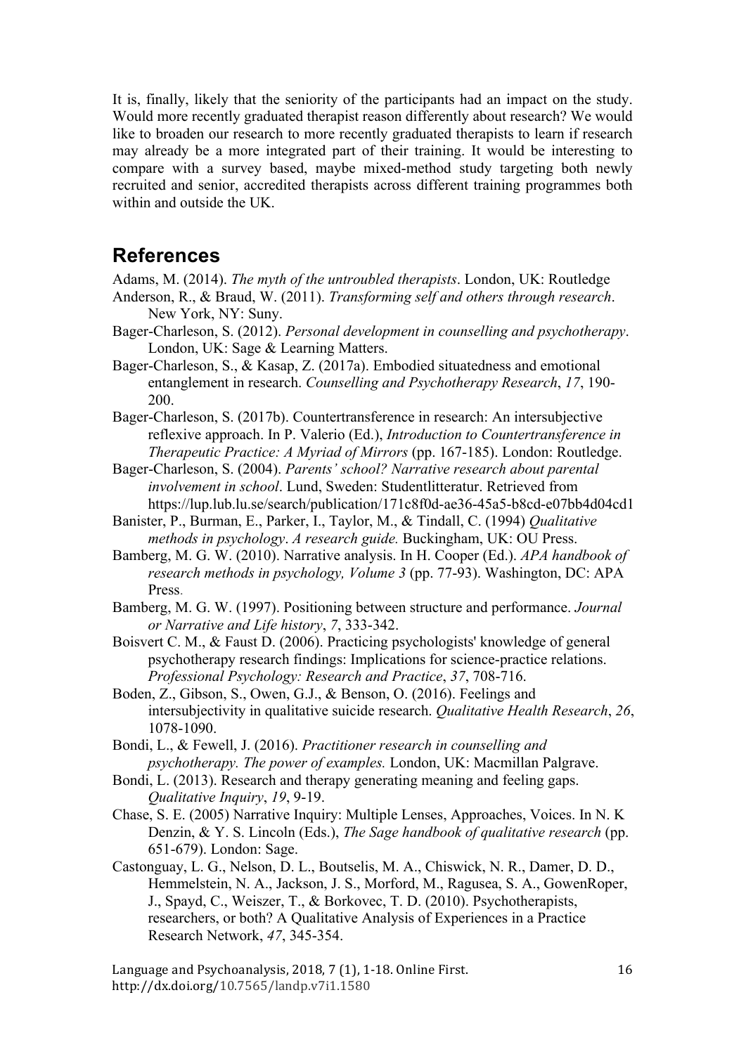It is, finally, likely that the seniority of the participants had an impact on the study. Would more recently graduated therapist reason differently about research? We would like to broaden our research to more recently graduated therapists to learn if research may already be a more integrated part of their training. It would be interesting to compare with a survey based, maybe mixed-method study targeting both newly recruited and senior, accredited therapists across different training programmes both within and outside the UK.

## References

Adams, M. (2014). *The myth of the untroubled therapists*. London, UK: Routledge

Anderson, R., & Braud, W. (2011). *Transforming self and others through research*. New York, NY: Suny.

Bager-Charleson, S. (2012). *Personal development in counselling and psychotherapy*. London, UK: Sage & Learning Matters.

Bager-Charleson, S., & Kasap, Z. (2017a). Embodied situatedness and emotional entanglement in research. *Counselling and Psychotherapy Research*, *17*, 190-200.

Bager-Charleson, S. (2017b). Countertransference in research: An intersubjective reflexive approach. In P. Valerio (Ed.), *Introduction to Countertransference in Therapeutic Practice: A Myriad of Mirrors* (pp. 167-185). London: Routledge.

Bager-Charleson, S. (2004). *Parents' school? Narrative research about parental involvement in school*. Lund, Sweden: Studentlitteratur. Retrieved from https://lup.lub.lu.se/search/publication/171c8f0d-ae36-45a5-b8cd-e07bb4d04cd1

Banister, P., Burman, E., Parker, I., Taylor, M., & Tindall, C. (1994) *Qualitative methods in psychology*. *A research guide.* Buckingham, UK: OU Press.

Bamberg, M. G. W. (2010). Narrative analysis. In H. Cooper (Ed.). *APA handbook of research methods in psychology, Volume 3* (pp. 77-93). Washington, DC: APA Press.

Bamberg, M. G. W. (1997). Positioning between structure and performance. *Journal or Narrative and Life history*, *7*, 333-342.

Boisvert C. M., & Faust D. (2006). Practicing psychologists' knowledge of general psychotherapy research findings: Implications for science-practice relations. *Professional Psychology: Research and Practice*, *37*, 708-716.

Boden, Z., Gibson, S., Owen, G.J., & Benson, O. (2016). Feelings and intersubjectivity in qualitative suicide research. *Qualitative Health Research*, *26*, 1078-1090.

Bondi, L., & Fewell, J. (2016). *Practitioner research in counselling and psychotherapy. The power of examples.* London, UK: Macmillan Palgrave.

Bondi, L. (2013). Research and therapy generating meaning and feeling gaps. *Qualitative Inquiry*, *19*, 9-19.

Chase, S. E. (2005) Narrative Inquiry: Multiple Lenses, Approaches, Voices. In N. K Denzin, & Y. S. Lincoln (Eds.), *The Sage handbook of qualitative research* (pp. 651-679). London: Sage.

Castonguay, L. G., Nelson, D. L., Boutselis, M. A., Chiswick, N. R., Damer, D. D., Hemmelstein, N. A., Jackson, J. S., Morford, M., Ragusea, S. A., GowenRoper, J., Spayd, C., Weiszer, T., & Borkovec, T. D. (2010). Psychotherapists, researchers, or both? A Qualitative Analysis of Experiences in a Practice Research Network, *47*, 345-354.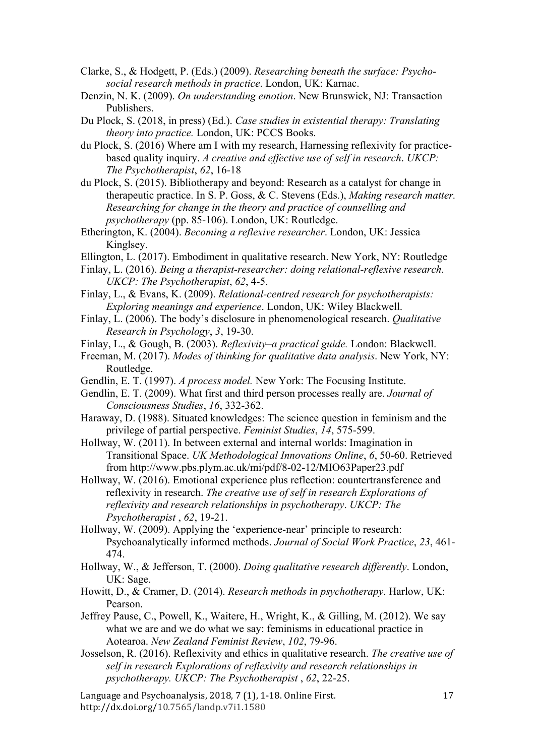Clarke, S., & Hodgett, P. (Eds.) (2009). *Researching beneath the surface: Psycho-social research methods in practice*. London, UK: Karnac.

Denzin, N. K. (2009). *On understanding emotion*. New Brunswick, NJ: Transaction Publishers.

Du Plock, S. (2018, in press) (Ed.). *Case studies in existential therapy: Translating theory into practice.* London, UK: PCCS Books.

du Plock, S. (2016) Where am I with my research, Harnessing reflexivity for practice-based quality inquiry. *A creative and effective use of self in research*. *UKCP: The Psychotherapist*, *62*, 16-18

du Plock, S. (2015). Bibliotherapy and beyond: Research as a catalyst for change in therapeutic practice. In S. P. Goss, & C. Stevens (Eds.), *Making research matter. Researching for change in the theory and practice of counselling and psychotherapy* (pp. 85-106). London, UK: Routledge.

Etherington, K. (2004). *Becoming a reflexive researcher*. London, UK: Jessica Kinglsey.

Ellington, L. (2017). Embodiment in qualitative research. New York, NY: Routledge

Finlay, L. (2016). *Being a therapist-researcher: doing relational-reflexive research*. *UKCP: The Psychotherapist*, *62*, 4-5.

Finlay, L., & Evans, K. (2009). *Relational-centred research for psychotherapists: Exploring meanings and experience*. London, UK: Wiley Blackwell.

Finlay, L. (2006). The body's disclosure in phenomenological research. *Qualitative Research in Psychology*, *3*, 19-30.

Finlay, L., & Gough, B. (2003). *Reflexivity–a practical guide.* London: Blackwell.

Freeman, M. (2017). *Modes of thinking for qualitative data analysis*. New York, NY: Routledge.

Gendlin, E. T. (1997). *A process model.* New York: The Focusing Institute.

Gendlin, E. T. (2009). What first and third person processes really are. *Journal of Consciousness Studies*, *16*, 332-362.

Haraway, D. (1988). Situated knowledges: The science question in feminism and the privilege of partial perspective. *Feminist Studies*, *14*, 575-599.

Hollway, W. (2011). In between external and internal worlds: Imagination in Transitional Space. *UK Methodological Innovations Online*, *6*, 50-60. Retrieved from http://www.pbs.plym.ac.uk/mi/pdf/8-02-12/MIO63Paper23.pdf

Hollway, W. (2016). Emotional experience plus reflection: countertransference and reflexivity in research. *The creative use of self in research Explorations of reflexivity and research relationships in psychotherapy*. *UKCP: The Psychotherapist* , *62*, 19-21.

Hollway, W. (2009). Applying the 'experience-near' principle to research: Psychoanalytically informed methods. *Journal of Social Work Practice*, *23*, 461-474.

Hollway, W., & Jefferson, T. (2000). *Doing qualitative research differently*. London, UK: Sage.

Howitt, D., & Cramer, D. (2014). *Research methods in psychotherapy*. Harlow, UK: Pearson.

Jeffrey Pause, C., Powell, K., Waitere, H., Wright, K., & Gilling, M. (2012). We say what we are and we do what we say: feminisms in educational practice in Aotearoa. *New Zealand Feminist Review*, *102*, 79-96.

Josselson, R. (2016). Reflexivity and ethics in qualitative research. *The creative use of self in research Explorations of reflexivity and research relationships in psychotherapy. UKCP: The Psychotherapist* , *62*, 22-25.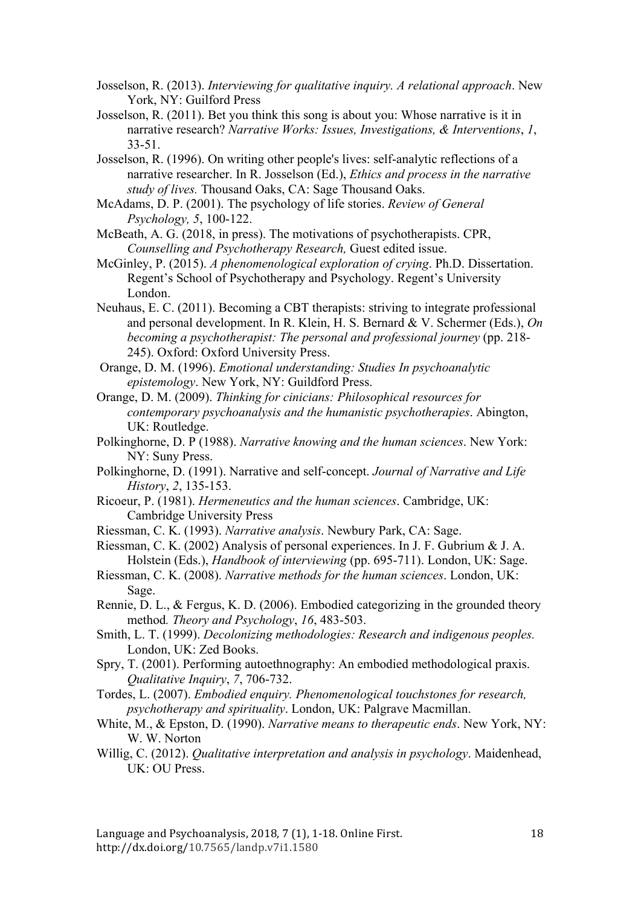Josselson, R. (2013). *Interviewing for qualitative inquiry. A relational approach*. New York, NY: Guilford Press

Josselson, R. (2011). Bet you think this song is about you: Whose narrative is it in narrative research? *Narrative Works: Issues, Investigations, & Interventions*, *1*, 33-51.

Josselson, R. (1996). On writing other people's lives: self-analytic reflections of a narrative researcher. In R. Josselson (Ed.), *Ethics and process in the narrative study of lives.* Thousand Oaks, CA: Sage Thousand Oaks.

McAdams, D. P. (2001). The psychology of life stories. *Review of General Psychology, 5*, 100-122.

McBeath, A. G. (2018, in press). The motivations of psychotherapists. CPR, *Counselling and Psychotherapy Research,* Guest edited issue.

McGinley, P. (2015). *A phenomenological exploration of crying*. Ph.D. Dissertation. Regent's School of Psychotherapy and Psychology. Regent's University London.

Neuhaus, E. C. (2011). Becoming a CBT therapists: striving to integrate professional and personal development. In R. Klein, H. S. Bernard & V. Schermer (Eds.), *On becoming a psychotherapist: The personal and professional journey* (pp. 218-245). Oxford: Oxford University Press.

Orange, D. M. (1996). *Emotional understanding: Studies In psychoanalytic epistemology*. New York, NY: Guildford Press.

Orange, D. M. (2009). *Thinking for cinicians: Philosophical resources for contemporary psychoanalysis and the humanistic psychotherapies*. Abington, UK: Routledge.

Polkinghorne, D. P (1988). *Narrative knowing and the human sciences*. New York: NY: Suny Press.

Polkinghorne, D. (1991). Narrative and self-concept. *Journal of Narrative and Life History*, *2*, 135-153.

Ricoeur, P. (1981). *Hermeneutics and the human sciences*. Cambridge, UK: Cambridge University Press

Riessman, C. K. (1993). *Narrative analysis*. Newbury Park, CA: Sage.

Riessman, C. K. (2002) Analysis of personal experiences. In J. F. Gubrium & J. A. Holstein (Eds.), *Handbook of interviewing* (pp. 695-711). London, UK: Sage.

Riessman, C. K. (2008). *Narrative methods for the human sciences*. London, UK: Sage.

Rennie, D. L., & Fergus, K. D. (2006). Embodied categorizing in the grounded theory method*. Theory and Psychology*, *16*, 483-503.

Smith, L. T. (1999). *Decolonizing methodologies: Research and indigenous peoples.* London, UK: Zed Books.

Spry, T. (2001). Performing autoethnography: An embodied methodological praxis. *Qualitative Inquiry*, *7*, 706-732.

Tordes, L. (2007). *Embodied enquiry. Phenomenological touchstones for research, psychotherapy and spirituality*. London, UK: Palgrave Macmillan.

White, M., & Epston, D. (1990). *Narrative means to therapeutic ends*. New York, NY: W. W. Norton

Willig, C. (2012). *Qualitative interpretation and analysis in psychology*. Maidenhead, UK: OU Press.